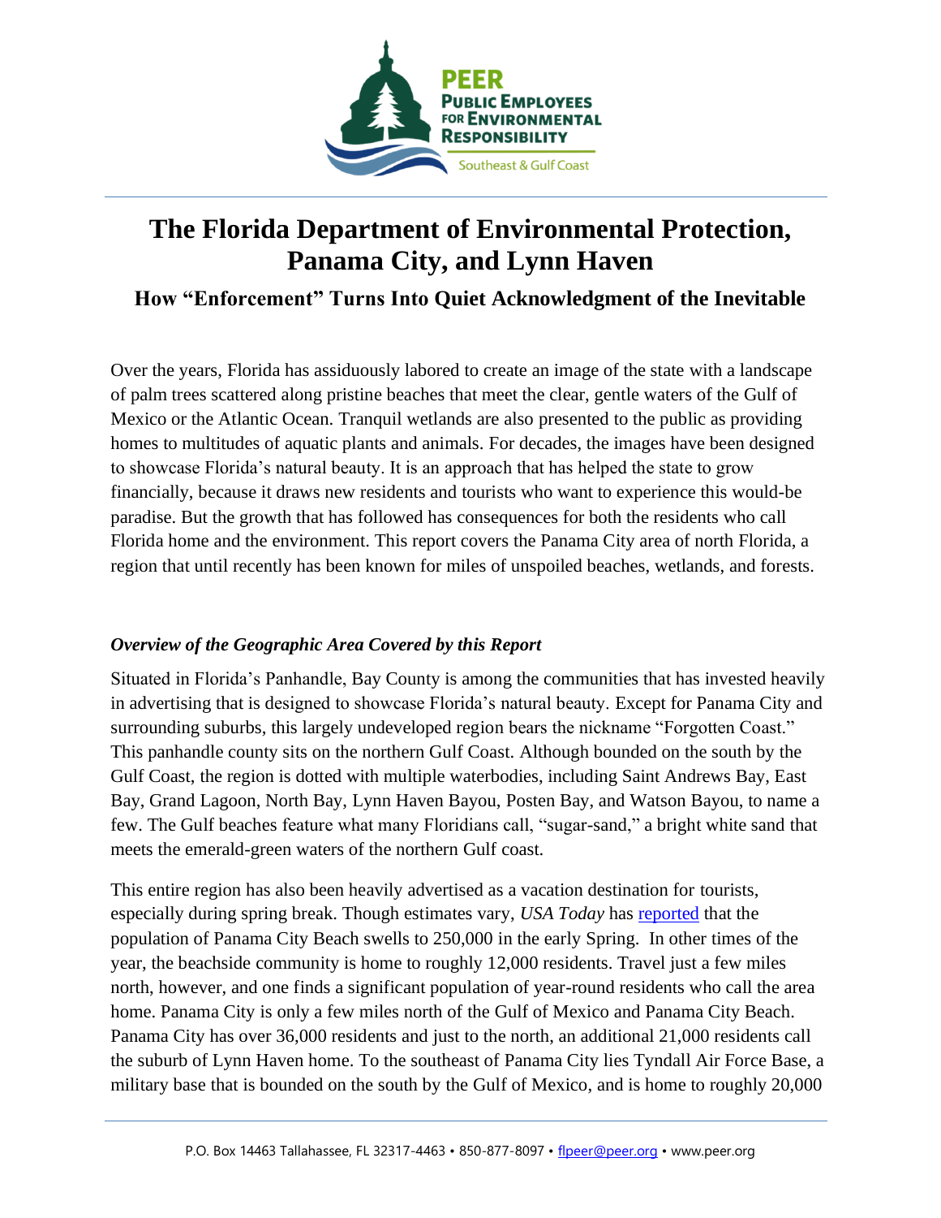# The Florida Department of Environmental Protection, Panama City, and Lynn Haven

## How "Enforcement" Turns Into Quiet Acknowledgment of the Inevitable

Over the years, Florida has assiduously labored to create an image of the state with a landscape of palm trees scattered along pristine beaches that meet the clear, gentle waters of the Gulf of Mexico or the Atlantic Ocean. Tranquil wetlands are also presented to the public as providing homes to multitudes of aquatic plants and animals. For decades, the images have been designed to showcase Florida's natural beauty. It is an approach that has helped the state to grow financially, because it draws new residents and tourists who want to experience this would-be paradise. But the growth that has followed has consequences for both the residents who call Florida home and the environment. This report covers the Panama City area of north Florida, a region that until recently has been known for miles of unspoiled beaches, wetlands, and forests.

### *Overview of the Geographic Area Covered by this Report*

Situated in Florida's Panhandle, Bay County is among the communities that has invested heavily in advertising that is designed to showcase Florida's natural beauty. Except for Panama City and surrounding suburbs, this largely undeveloped region bears the nickname "Forgotten Coast." This panhandle county sits on the northern Gulf Coast. Although bounded on the south by the Gulf Coast, the region is dotted with multiple waterbodies, including Saint Andrews Bay, East Bay, Grand Lagoon, North Bay, Lynn Haven Bayou, Posten Bay, and Watson Bayou, to name a few. The Gulf beaches feature what many Floridians call, "sugar-sand," a bright white sand that meets the emerald-green waters of the northern Gulf coast.

This entire region has also been heavily advertised as a vacation destination for tourists, especially during spring break. Though estimates vary, *USA Today* has reported that the population of Panama City Beach swells to 250,000 in the early Spring. In other times of the year, the beachside community is home to roughly 12,000 residents. Travel just a few miles north, however, and one finds a significant population of year-round residents who call the area home. Panama City is only a few miles north of the Gulf of Mexico and Panama City Beach. Panama City has over 36,000 residents and just to the north, an additional 21,000 residents call the suburb of Lynn Haven home. To the southeast of Panama City lies Tyndall Air Force Base, a military base that is bounded on the south by the Gulf of Mexico, and is home to roughly 20,000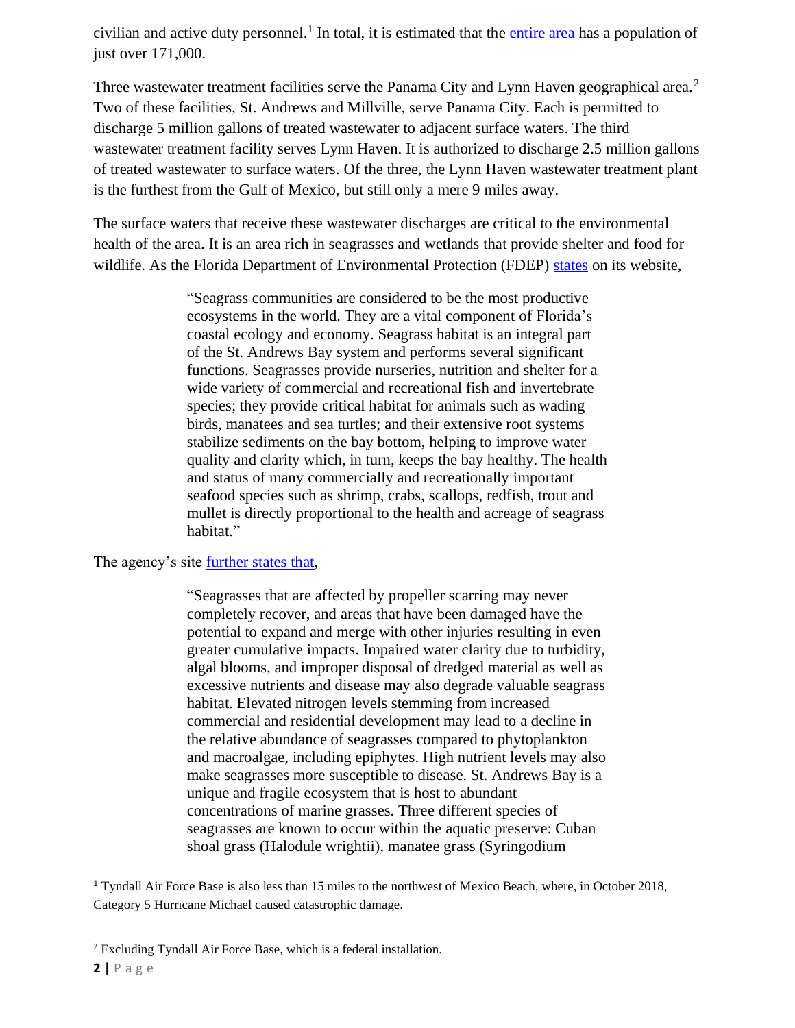civilian and active duty personnel.[1] In total, it is estimated that the entire area has a population of just over 171,000.

Three wastewater treatment facilities serve the Panama City and Lynn Haven geographical area.[2] Two of these facilities, St. Andrews and Millville, serve Panama City. Each is permitted to discharge 5 million gallons of treated wastewater to adjacent surface waters. The third wastewater treatment facility serves Lynn Haven. It is authorized to discharge 2.5 million gallons of treated wastewater to surface waters. Of the three, the Lynn Haven wastewater treatment plant is the furthest from the Gulf of Mexico, but still only a mere 9 miles away.

The surface waters that receive these wastewater discharges are critical to the environmental health of the area. It is an area rich in seagrasses and wetlands that provide shelter and food for wildlife. As the Florida Department of Environmental Protection (FDEP) states on its website,

> "Seagrass communities are considered to be the most productive ecosystems in the world. They are a vital component of Florida's coastal ecology and economy. Seagrass habitat is an integral part of the St. Andrews Bay system and performs several significant functions. Seagrasses provide nurseries, nutrition and shelter for a wide variety of commercial and recreational fish and invertebrate species; they provide critical habitat for animals such as wading birds, manatees and sea turtles; and their extensive root systems stabilize sediments on the bay bottom, helping to improve water quality and clarity which, in turn, keeps the bay healthy. The health and status of many commercially and recreationally important seafood species such as shrimp, crabs, scallops, redfish, trout and mullet is directly proportional to the health and acreage of seagrass habitat."

The agency's site further states that,

> "Seagrasses that are affected by propeller scarring may never completely recover, and areas that have been damaged have the potential to expand and merge with other injuries resulting in even greater cumulative impacts. Impaired water clarity due to turbidity, algal blooms, and improper disposal of dredged material as well as excessive nutrients and disease may also degrade valuable seagrass habitat. Elevated nitrogen levels stemming from increased commercial and residential development may lead to a decline in the relative abundance of seagrasses compared to phytoplankton and macroalgae, including epiphytes. High nutrient levels may also make seagrasses more susceptible to disease. St. Andrews Bay is a unique and fragile ecosystem that is host to abundant concentrations of marine grasses. Three different species of seagrasses are known to occur within the aquatic preserve: Cuban shoal grass (Halodule wrightii), manatee grass (Syringodium

[1] Tyndall Air Force Base is also less than 15 miles to the northwest of Mexico Beach, where, in October 2018, Category 5 Hurricane Michael caused catastrophic damage.

[2] Excluding Tyndall Air Force Base, which is a federal installation.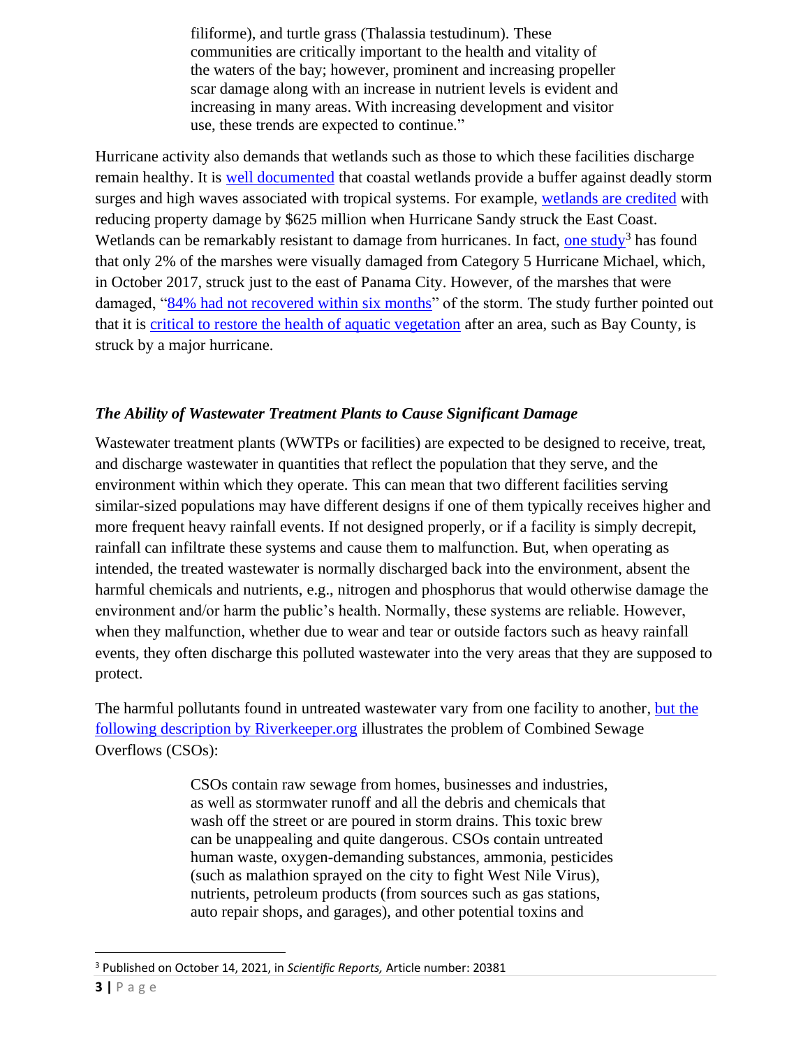> filiforme), and turtle grass (Thalassia testudinum). These communities are critically important to the health and vitality of the waters of the bay; however, prominent and increasing propeller scar damage along with an increase in nutrient levels is evident and increasing in many areas. With increasing development and visitor use, these trends are expected to continue."

Hurricane activity also demands that wetlands such as those to which these facilities discharge remain healthy. It is well documented that coastal wetlands provide a buffer against deadly storm surges and high waves associated with tropical systems. For example, wetlands are credited with reducing property damage by $625 million when Hurricane Sandy struck the East Coast. Wetlands can be remarkably resistant to damage from hurricanes. In fact, one study[3] has found that only 2% of the marshes were visually damaged from Category 5 Hurricane Michael, which, in October 2017, struck just to the east of Panama City. However, of the marshes that were damaged, "84% had not recovered within six months" of the storm. The study further pointed out that it is critical to restore the health of aquatic vegetation after an area, such as Bay County, is struck by a major hurricane.

### *The Ability of Wastewater Treatment Plants to Cause Significant Damage*

Wastewater treatment plants (WWTPs or facilities) are expected to be designed to receive, treat, and discharge wastewater in quantities that reflect the population that they serve, and the environment within which they operate. This can mean that two different facilities serving similar-sized populations may have different designs if one of them typically receives higher and more frequent heavy rainfall events. If not designed properly, or if a facility is simply decrepit, rainfall can infiltrate these systems and cause them to malfunction. But, when operating as intended, the treated wastewater is normally discharged back into the environment, absent the harmful chemicals and nutrients, e.g., nitrogen and phosphorus that would otherwise damage the environment and/or harm the public's health. Normally, these systems are reliable. However, when they malfunction, whether due to wear and tear or outside factors such as heavy rainfall events, they often discharge this polluted wastewater into the very areas that they are supposed to protect.

The harmful pollutants found in untreated wastewater vary from one facility to another, but the following description by Riverkeeper.org illustrates the problem of Combined Sewage Overflows (CSOs):

> CSOs contain raw sewage from homes, businesses and industries, as well as stormwater runoff and all the debris and chemicals that wash off the street or are poured in storm drains. This toxic brew can be unappealing and quite dangerous. CSOs contain untreated human waste, oxygen-demanding substances, ammonia, pesticides (such as malathion sprayed on the city to fight West Nile Virus), nutrients, petroleum products (from sources such as gas stations, auto repair shops, and garages), and other potential toxins and

---

[3] Published on October 14, 2021, in *Scientific Reports,* Article number: 20381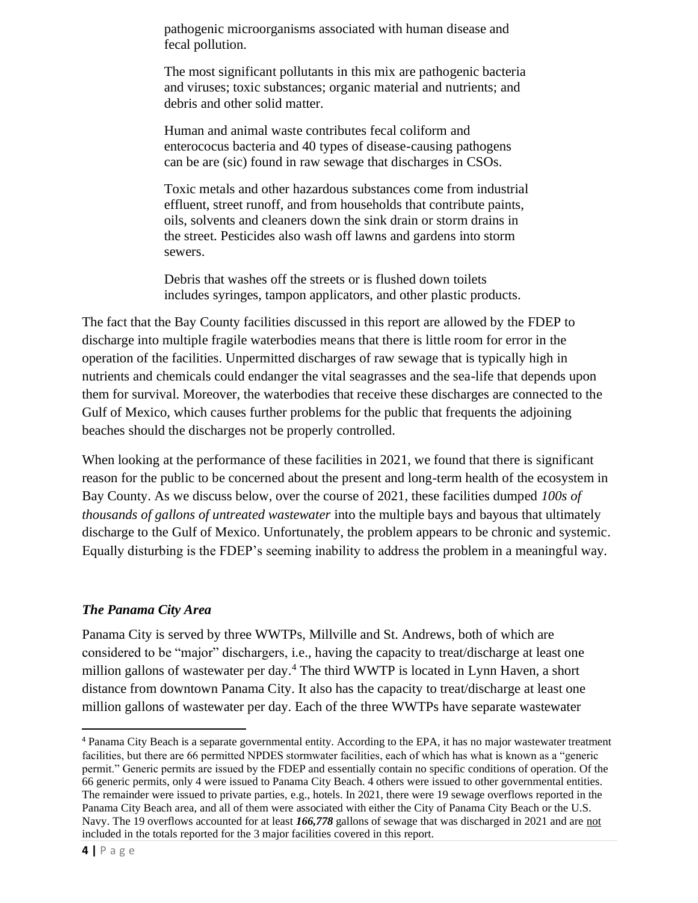> pathogenic microorganisms associated with human disease and fecal pollution.
>
> The most significant pollutants in this mix are pathogenic bacteria and viruses; toxic substances; organic material and nutrients; and debris and other solid matter.
>
> Human and animal waste contributes fecal coliform and enterococus bacteria and 40 types of disease-causing pathogens can be are (sic) found in raw sewage that discharges in CSOs.
>
> Toxic metals and other hazardous substances come from industrial effluent, street runoff, and from households that contribute paints, oils, solvents and cleaners down the sink drain or storm drains in the street. Pesticides also wash off lawns and gardens into storm sewers.
>
> Debris that washes off the streets or is flushed down toilets includes syringes, tampon applicators, and other plastic products.

The fact that the Bay County facilities discussed in this report are allowed by the FDEP to discharge into multiple fragile waterbodies means that there is little room for error in the operation of the facilities. Unpermitted discharges of raw sewage that is typically high in nutrients and chemicals could endanger the vital seagrasses and the sea-life that depends upon them for survival. Moreover, the waterbodies that receive these discharges are connected to the Gulf of Mexico, which causes further problems for the public that frequents the adjoining beaches should the discharges not be properly controlled.

When looking at the performance of these facilities in 2021, we found that there is significant reason for the public to be concerned about the present and long-term health of the ecosystem in Bay County. As we discuss below, over the course of 2021, these facilities dumped *100s of thousands of gallons of untreated wastewater* into the multiple bays and bayous that ultimately discharge to the Gulf of Mexico. Unfortunately, the problem appears to be chronic and systemic. Equally disturbing is the FDEP's seeming inability to address the problem in a meaningful way.

### *The Panama City Area*

Panama City is served by three WWTPs, Millville and St. Andrews, both of which are considered to be "major" dischargers, i.e., having the capacity to treat/discharge at least one million gallons of wastewater per day.[4] The third WWTP is located in Lynn Haven, a short distance from downtown Panama City. It also has the capacity to treat/discharge at least one million gallons of wastewater per day. Each of the three WWTPs have separate wastewater

[4] Panama City Beach is a separate governmental entity. According to the EPA, it has no major wastewater treatment facilities, but there are 66 permitted NPDES stormwater facilities, each of which has what is known as a "generic permit." Generic permits are issued by the FDEP and essentially contain no specific conditions of operation. Of the 66 generic permits, only 4 were issued to Panama City Beach. 4 others were issued to other governmental entities. The remainder were issued to private parties, e.g., hotels. In 2021, there were 19 sewage overflows reported in the Panama City Beach area, and all of them were associated with either the City of Panama City Beach or the U.S. Navy. The 19 overflows accounted for at least ***166,778*** gallons of sewage that was discharged in 2021 and are <u>not</u> included in the totals reported for the 3 major facilities covered in this report.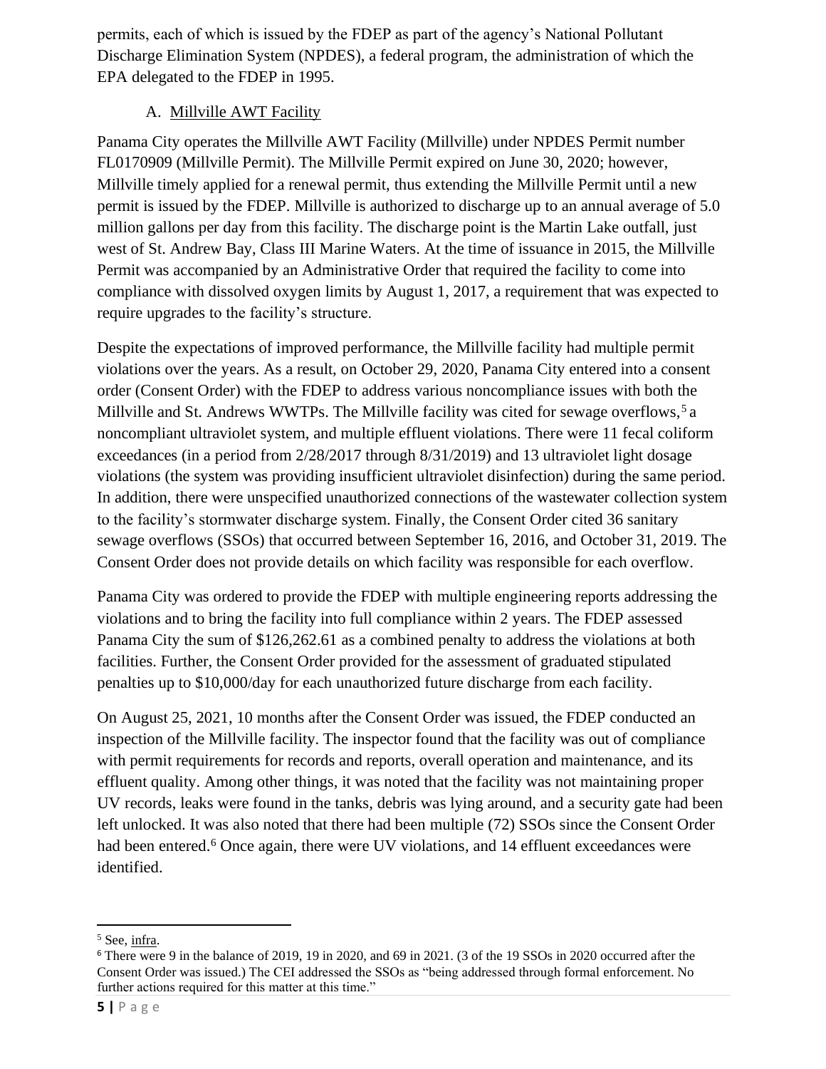permits, each of which is issued by the FDEP as part of the agency's National Pollutant Discharge Elimination System (NPDES), a federal program, the administration of which the EPA delegated to the FDEP in 1995.

### A. Millville AWT Facility

Panama City operates the Millville AWT Facility (Millville) under NPDES Permit number FL0170909 (Millville Permit). The Millville Permit expired on June 30, 2020; however, Millville timely applied for a renewal permit, thus extending the Millville Permit until a new permit is issued by the FDEP. Millville is authorized to discharge up to an annual average of 5.0 million gallons per day from this facility. The discharge point is the Martin Lake outfall, just west of St. Andrew Bay, Class III Marine Waters. At the time of issuance in 2015, the Millville Permit was accompanied by an Administrative Order that required the facility to come into compliance with dissolved oxygen limits by August 1, 2017, a requirement that was expected to require upgrades to the facility's structure.

Despite the expectations of improved performance, the Millville facility had multiple permit violations over the years. As a result, on October 29, 2020, Panama City entered into a consent order (Consent Order) with the FDEP to address various noncompliance issues with both the Millville and St. Andrews WWTPs. The Millville facility was cited for sewage overflows,[5] a noncompliant ultraviolet system, and multiple effluent violations. There were 11 fecal coliform exceedances (in a period from 2/28/2017 through 8/31/2019) and 13 ultraviolet light dosage violations (the system was providing insufficient ultraviolet disinfection) during the same period. In addition, there were unspecified unauthorized connections of the wastewater collection system to the facility's stormwater discharge system. Finally, the Consent Order cited 36 sanitary sewage overflows (SSOs) that occurred between September 16, 2016, and October 31, 2019. The Consent Order does not provide details on which facility was responsible for each overflow.

Panama City was ordered to provide the FDEP with multiple engineering reports addressing the violations and to bring the facility into full compliance within 2 years. The FDEP assessed Panama City the sum of $126,262.61 as a combined penalty to address the violations at both facilities. Further, the Consent Order provided for the assessment of graduated stipulated penalties up to $10,000/day for each unauthorized future discharge from each facility.

On August 25, 2021, 10 months after the Consent Order was issued, the FDEP conducted an inspection of the Millville facility. The inspector found that the facility was out of compliance with permit requirements for records and reports, overall operation and maintenance, and its effluent quality. Among other things, it was noted that the facility was not maintaining proper UV records, leaks were found in the tanks, debris was lying around, and a security gate had been left unlocked. It was also noted that there had been multiple (72) SSOs since the Consent Order had been entered.[6] Once again, there were UV violations, and 14 effluent exceedances were identified.

---

[5] See, infra.

[6] There were 9 in the balance of 2019, 19 in 2020, and 69 in 2021. (3 of the 19 SSOs in 2020 occurred after the Consent Order was issued.) The CEI addressed the SSOs as "being addressed through formal enforcement. No further actions required for this matter at this time."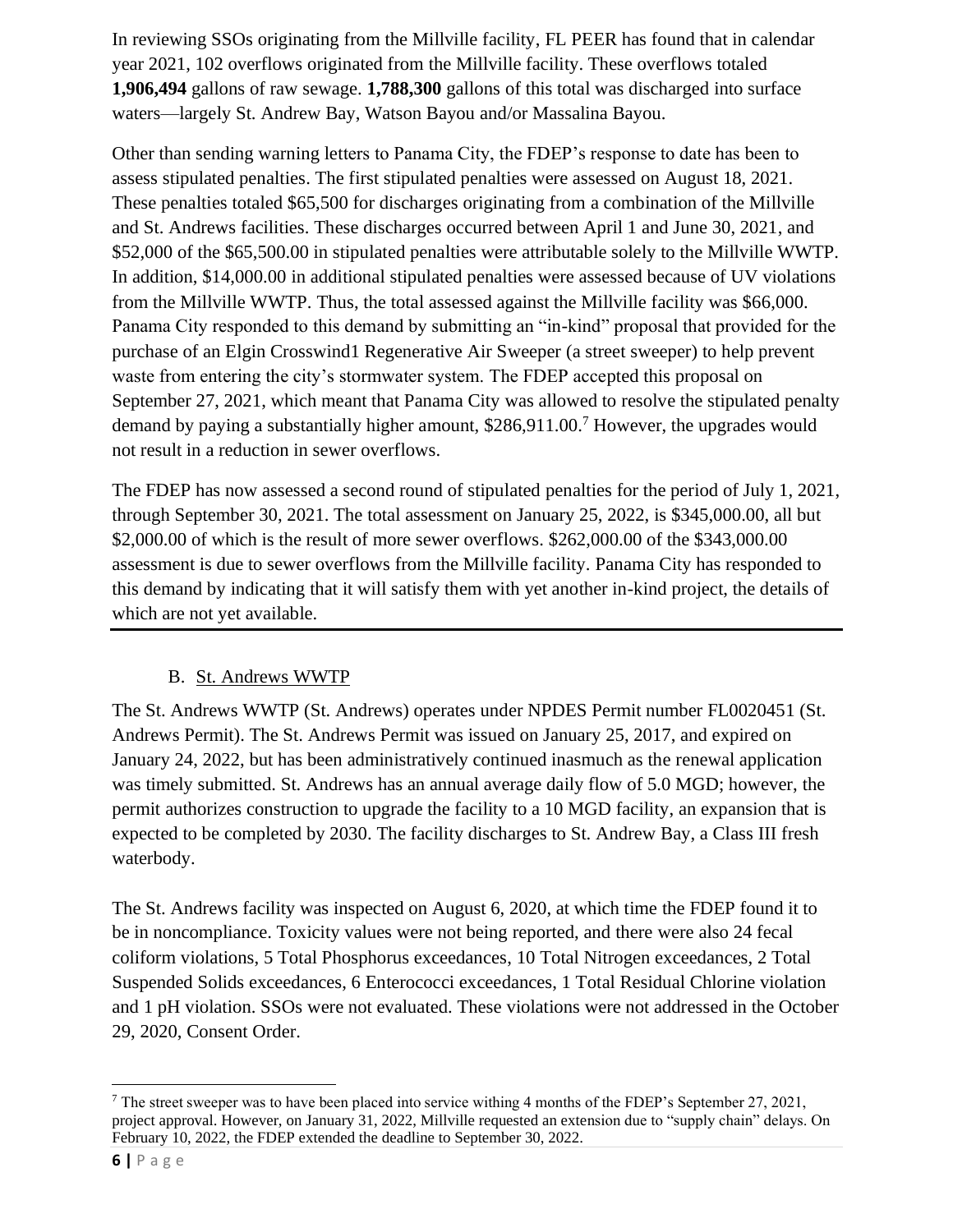In reviewing SSOs originating from the Millville facility, FL PEER has found that in calendar year 2021, 102 overflows originated from the Millville facility. These overflows totaled **1,906,494** gallons of raw sewage. **1,788,300** gallons of this total was discharged into surface waters—largely St. Andrew Bay, Watson Bayou and/or Massalina Bayou.

Other than sending warning letters to Panama City, the FDEP's response to date has been to assess stipulated penalties. The first stipulated penalties were assessed on August 18, 2021. These penalties totaled $65,500 for discharges originating from a combination of the Millville and St. Andrews facilities. These discharges occurred between April 1 and June 30, 2021, and $52,000 of the $65,500.00 in stipulated penalties were attributable solely to the Millville WWTP. In addition, $14,000.00 in additional stipulated penalties were assessed because of UV violations from the Millville WWTP. Thus, the total assessed against the Millville facility was $66,000. Panama City responded to this demand by submitting an "in-kind" proposal that provided for the purchase of an Elgin Crosswind1 Regenerative Air Sweeper (a street sweeper) to help prevent waste from entering the city's stormwater system. The FDEP accepted this proposal on September 27, 2021, which meant that Panama City was allowed to resolve the stipulated penalty demand by paying a substantially higher amount, $286,911.00.[7] However, the upgrades would not result in a reduction in sewer overflows.

The FDEP has now assessed a second round of stipulated penalties for the period of July 1, 2021, through September 30, 2021. The total assessment on January 25, 2022, is $345,000.00, all but $2,000.00 of which is the result of more sewer overflows. $262,000.00 of the $343,000.00 assessment is due to sewer overflows from the Millville facility. Panama City has responded to this demand by indicating that it will satisfy them with yet another in-kind project, the details of which are not yet available.

---

### B. St. Andrews WWTP

The St. Andrews WWTP (St. Andrews) operates under NPDES Permit number FL0020451 (St. Andrews Permit). The St. Andrews Permit was issued on January 25, 2017, and expired on January 24, 2022, but has been administratively continued inasmuch as the renewal application was timely submitted. St. Andrews has an annual average daily flow of 5.0 MGD; however, the permit authorizes construction to upgrade the facility to a 10 MGD facility, an expansion that is expected to be completed by 2030. The facility discharges to St. Andrew Bay, a Class III fresh waterbody.

The St. Andrews facility was inspected on August 6, 2020, at which time the FDEP found it to be in noncompliance. Toxicity values were not being reported, and there were also 24 fecal coliform violations, 5 Total Phosphorus exceedances, 10 Total Nitrogen exceedances, 2 Total Suspended Solids exceedances, 6 Enterococci exceedances, 1 Total Residual Chlorine violation and 1 pH violation. SSOs were not evaluated. These violations were not addressed in the October 29, 2020, Consent Order.

---

[7] The street sweeper was to have been placed into service withing 4 months of the FDEP's September 27, 2021, project approval. However, on January 31, 2022, Millville requested an extension due to "supply chain" delays. On February 10, 2022, the FDEP extended the deadline to September 30, 2022.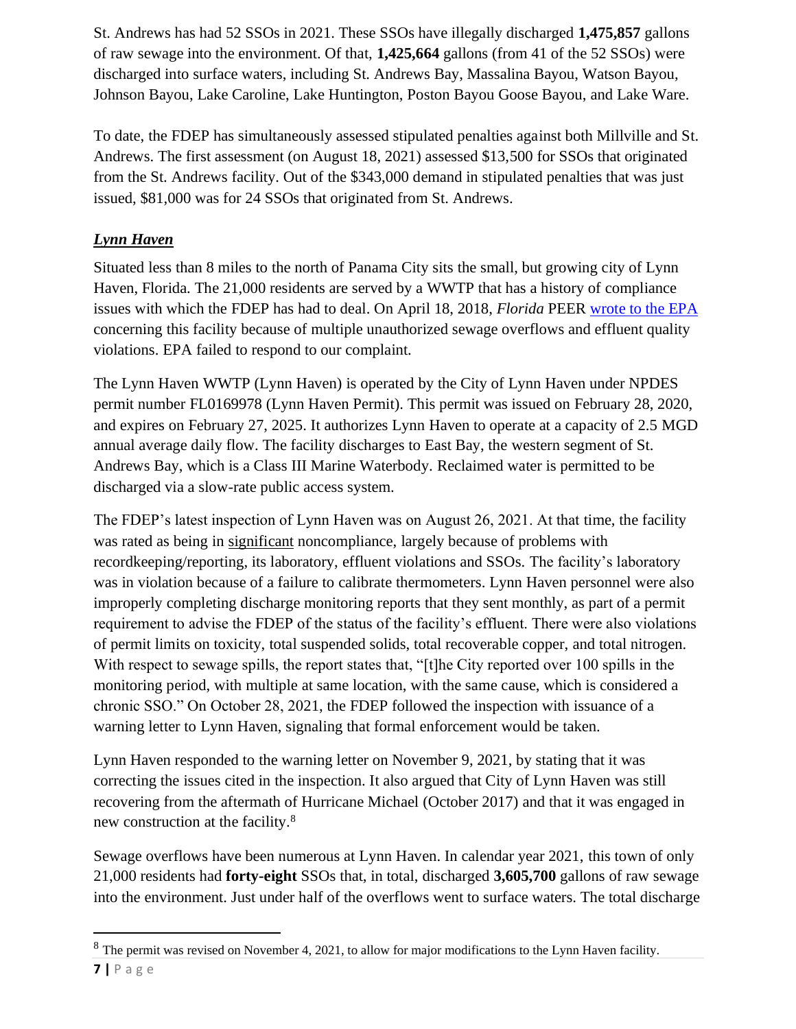St. Andrews has had 52 SSOs in 2021. These SSOs have illegally discharged **1,475,857** gallons of raw sewage into the environment. Of that, **1,425,664** gallons (from 41 of the 52 SSOs) were discharged into surface waters, including St. Andrews Bay, Massalina Bayou, Watson Bayou, Johnson Bayou, Lake Caroline, Lake Huntington, Poston Bayou Goose Bayou, and Lake Ware.

To date, the FDEP has simultaneously assessed stipulated penalties against both Millville and St. Andrews. The first assessment (on August 18, 2021) assessed $13,500 for SSOs that originated from the St. Andrews facility. Out of the $343,000 demand in stipulated penalties that was just issued, $81,000 was for 24 SSOs that originated from St. Andrews.

### ***Lynn Haven***

Situated less than 8 miles to the north of Panama City sits the small, but growing city of Lynn Haven, Florida. The 21,000 residents are served by a WWTP that has a history of compliance issues with which the FDEP has had to deal. On April 18, 2018, *Florida* PEER wrote to the EPA concerning this facility because of multiple unauthorized sewage overflows and effluent quality violations. EPA failed to respond to our complaint.

The Lynn Haven WWTP (Lynn Haven) is operated by the City of Lynn Haven under NPDES permit number FL0169978 (Lynn Haven Permit). This permit was issued on February 28, 2020, and expires on February 27, 2025. It authorizes Lynn Haven to operate at a capacity of 2.5 MGD annual average daily flow. The facility discharges to East Bay, the western segment of St. Andrews Bay, which is a Class III Marine Waterbody. Reclaimed water is permitted to be discharged via a slow-rate public access system.

The FDEP's latest inspection of Lynn Haven was on August 26, 2021. At that time, the facility was rated as being in significant noncompliance, largely because of problems with recordkeeping/reporting, its laboratory, effluent violations and SSOs. The facility's laboratory was in violation because of a failure to calibrate thermometers. Lynn Haven personnel were also improperly completing discharge monitoring reports that they sent monthly, as part of a permit requirement to advise the FDEP of the status of the facility's effluent. There were also violations of permit limits on toxicity, total suspended solids, total recoverable copper, and total nitrogen. With respect to sewage spills, the report states that, "[t]he City reported over 100 spills in the monitoring period, with multiple at same location, with the same cause, which is considered a chronic SSO." On October 28, 2021, the FDEP followed the inspection with issuance of a warning letter to Lynn Haven, signaling that formal enforcement would be taken.

Lynn Haven responded to the warning letter on November 9, 2021, by stating that it was correcting the issues cited in the inspection. It also argued that City of Lynn Haven was still recovering from the aftermath of Hurricane Michael (October 2017) and that it was engaged in new construction at the facility.[8]

Sewage overflows have been numerous at Lynn Haven. In calendar year 2021, this town of only 21,000 residents had **forty-eight** SSOs that, in total, discharged **3,605,700** gallons of raw sewage into the environment. Just under half of the overflows went to surface waters. The total discharge

---

[8] The permit was revised on November 4, 2021, to allow for major modifications to the Lynn Haven facility.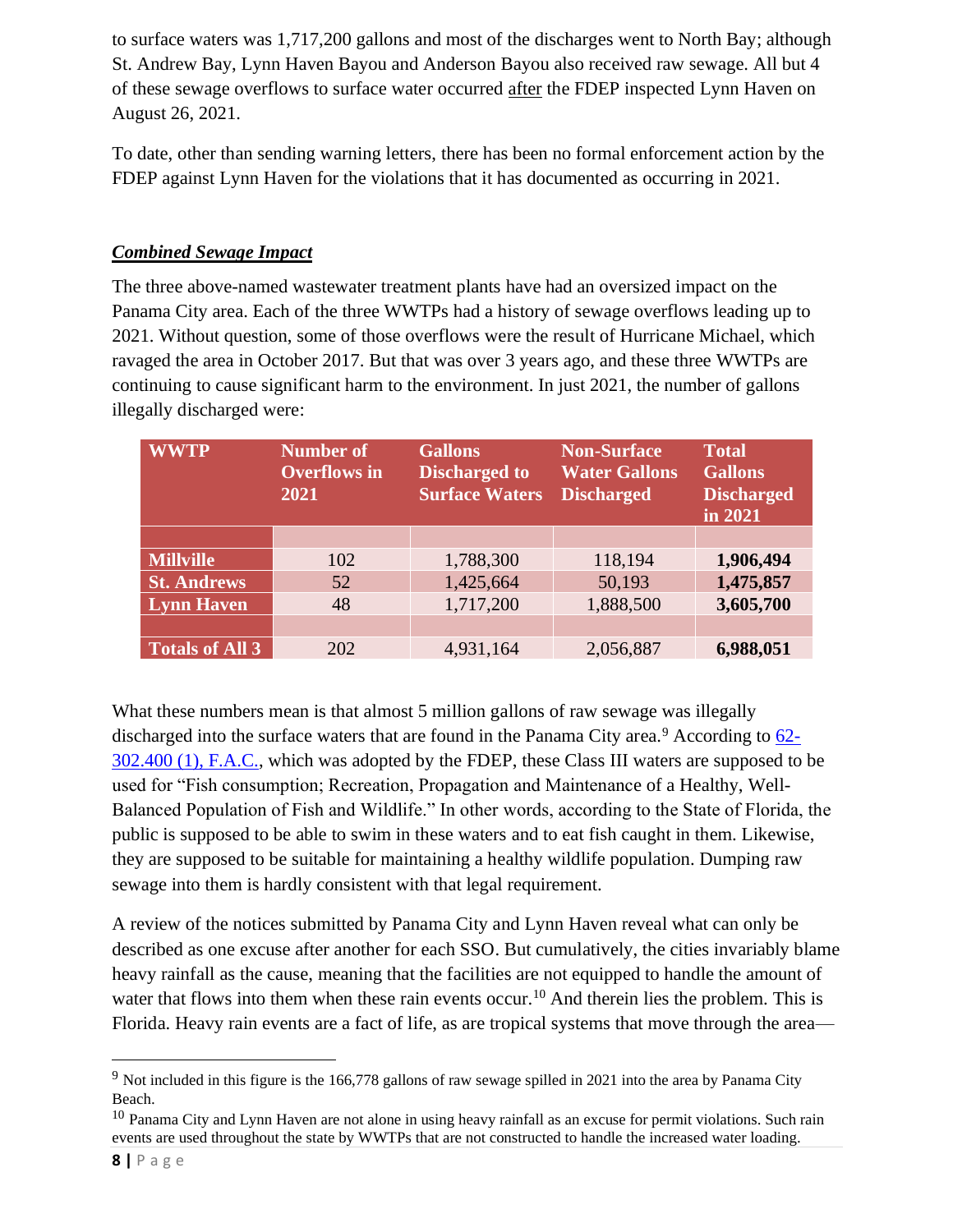to surface waters was 1,717,200 gallons and most of the discharges went to North Bay; although St. Andrew Bay, Lynn Haven Bayou and Anderson Bayou also received raw sewage. All but 4 of these sewage overflows to surface water occurred after the FDEP inspected Lynn Haven on August 26, 2021.

To date, other than sending warning letters, there has been no formal enforcement action by the FDEP against Lynn Haven for the violations that it has documented as occurring in 2021.

***Combined Sewage Impact***

The three above-named wastewater treatment plants have had an oversized impact on the Panama City area. Each of the three WWTPs had a history of sewage overflows leading up to 2021. Without question, some of those overflows were the result of Hurricane Michael, which ravaged the area in October 2017. But that was over 3 years ago, and these three WWTPs are continuing to cause significant harm to the environment. In just 2021, the number of gallons illegally discharged were:

| WWTP | Number of Overflows in 2021 | Gallons Discharged to Surface Waters | Non-Surface Water Gallons Discharged | Total Gallons Discharged in 2021 |
|---|---|---|---|---|
| | | | | |
| **Millville** | 102 | 1,788,300 | 118,194 | **1,906,494** |
| **St. Andrews** | 52 | 1,425,664 | 50,193 | **1,475,857** |
| **Lynn Haven** | 48 | 1,717,200 | 1,888,500 | **3,605,700** |
| | | | | |
| **Totals of All 3** | 202 | 4,931,164 | 2,056,887 | **6,988,051** |

What these numbers mean is that almost 5 million gallons of raw sewage was illegally discharged into the surface waters that are found in the Panama City area.[9] According to 62-302.400 (1), F.A.C., which was adopted by the FDEP, these Class III waters are supposed to be used for "Fish consumption; Recreation, Propagation and Maintenance of a Healthy, Well-Balanced Population of Fish and Wildlife." In other words, according to the State of Florida, the public is supposed to be able to swim in these waters and to eat fish caught in them. Likewise, they are supposed to be suitable for maintaining a healthy wildlife population. Dumping raw sewage into them is hardly consistent with that legal requirement.

A review of the notices submitted by Panama City and Lynn Haven reveal what can only be described as one excuse after another for each SSO. But cumulatively, the cities invariably blame heavy rainfall as the cause, meaning that the facilities are not equipped to handle the amount of water that flows into them when these rain events occur.[10] And therein lies the problem. This is Florida. Heavy rain events are a fact of life, as are tropical systems that move through the area—

---

[9] Not included in this figure is the 166,778 gallons of raw sewage spilled in 2021 into the area by Panama City Beach.

[10] Panama City and Lynn Haven are not alone in using heavy rainfall as an excuse for permit violations. Such rain events are used throughout the state by WWTPs that are not constructed to handle the increased water loading.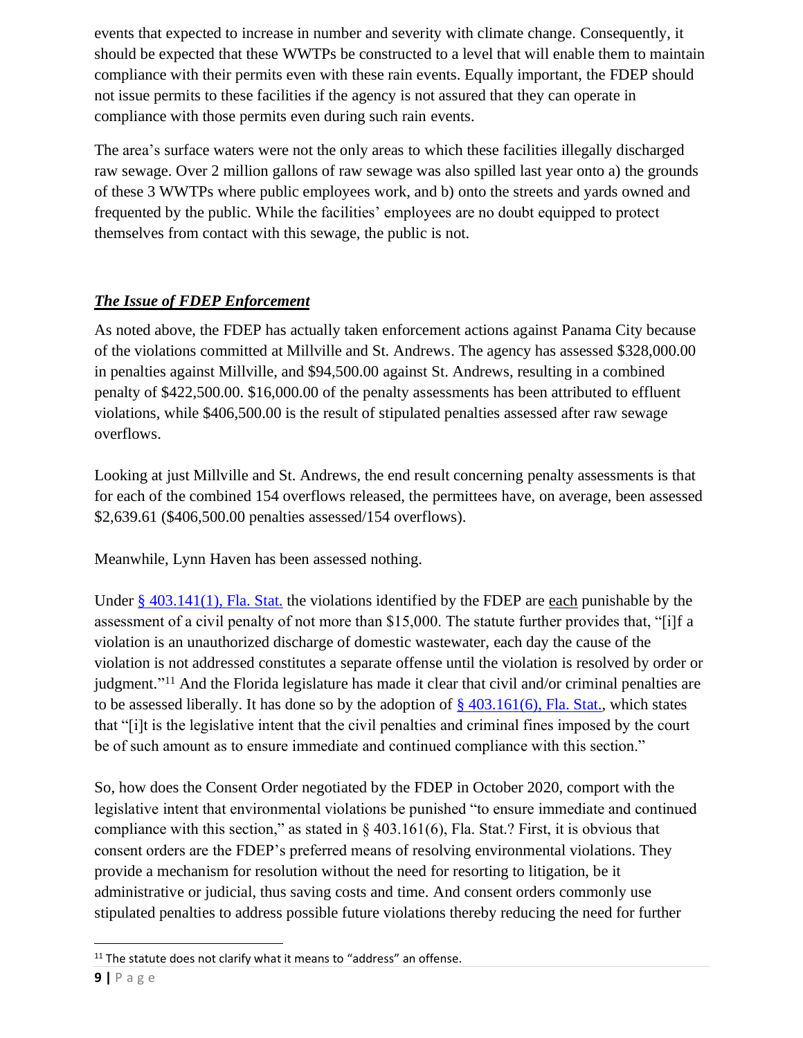events that expected to increase in number and severity with climate change. Consequently, it should be expected that these WWTPs be constructed to a level that will enable them to maintain compliance with their permits even with these rain events. Equally important, the FDEP should not issue permits to these facilities if the agency is not assured that they can operate in compliance with those permits even during such rain events.

The area's surface waters were not the only areas to which these facilities illegally discharged raw sewage. Over 2 million gallons of raw sewage was also spilled last year onto a) the grounds of these 3 WWTPs where public employees work, and b) onto the streets and yards owned and frequented by the public. While the facilities' employees are no doubt equipped to protect themselves from contact with this sewage, the public is not.

### ***The Issue of FDEP Enforcement***

As noted above, the FDEP has actually taken enforcement actions against Panama City because of the violations committed at Millville and St. Andrews. The agency has assessed $328,000.00 in penalties against Millville, and $94,500.00 against St. Andrews, resulting in a combined penalty of $422,500.00. $16,000.00 of the penalty assessments has been attributed to effluent violations, while $406,500.00 is the result of stipulated penalties assessed after raw sewage overflows.

Looking at just Millville and St. Andrews, the end result concerning penalty assessments is that for each of the combined 154 overflows released, the permittees have, on average, been assessed $2,639.61 ($406,500.00 penalties assessed/154 overflows).

Meanwhile, Lynn Haven has been assessed nothing.

Under [§ 403.141(1), Fla. Stat.](#) the violations identified by the FDEP are <u>each</u> punishable by the assessment of a civil penalty of not more than $15,000. The statute further provides that, "[i]f a violation is an unauthorized discharge of domestic wastewater, each day the cause of the violation is not addressed constitutes a separate offense until the violation is resolved by order or judgment."[11] And the Florida legislature has made it clear that civil and/or criminal penalties are to be assessed liberally. It has done so by the adoption of [§ 403.161(6), Fla. Stat.](#), which states that "[i]t is the legislative intent that the civil penalties and criminal fines imposed by the court be of such amount as to ensure immediate and continued compliance with this section."

So, how does the Consent Order negotiated by the FDEP in October 2020, comport with the legislative intent that environmental violations be punished "to ensure immediate and continued compliance with this section," as stated in § 403.161(6), Fla. Stat.? First, it is obvious that consent orders are the FDEP's preferred means of resolving environmental violations. They provide a mechanism for resolution without the need for resorting to litigation, be it administrative or judicial, thus saving costs and time. And consent orders commonly use stipulated penalties to address possible future violations thereby reducing the need for further

---

[11] The statute does not clarify what it means to "address" an offense.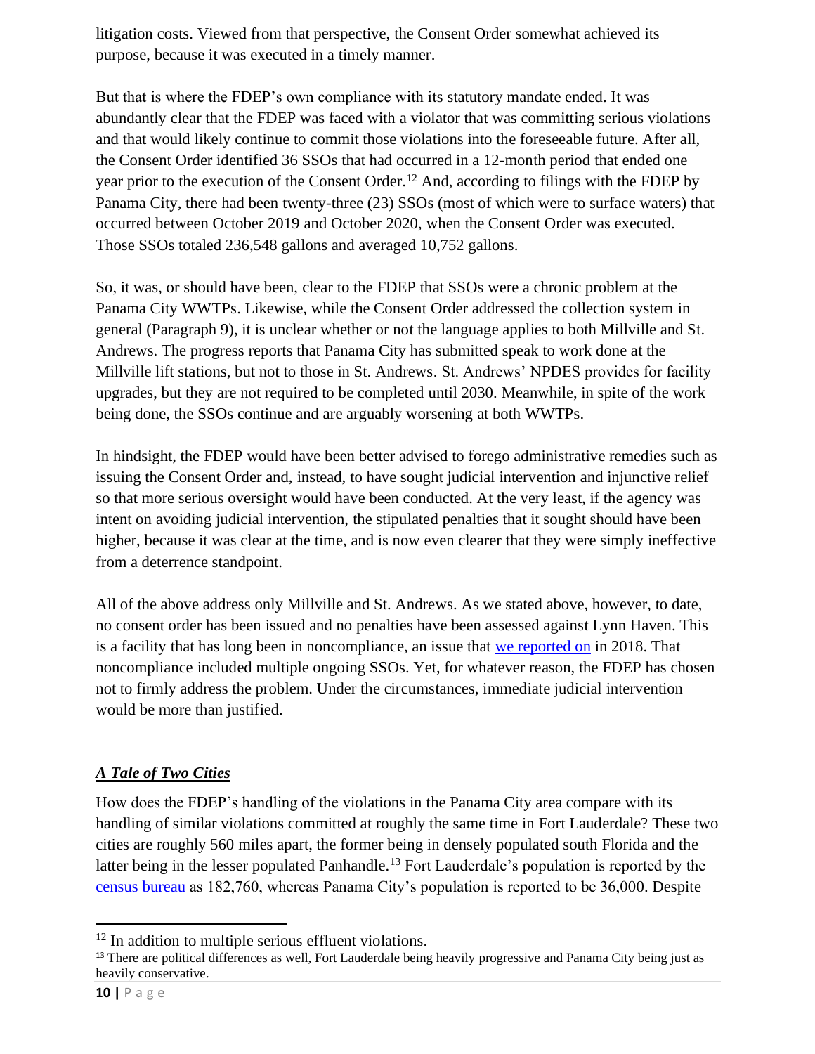litigation costs. Viewed from that perspective, the Consent Order somewhat achieved its purpose, because it was executed in a timely manner.

But that is where the FDEP's own compliance with its statutory mandate ended. It was abundantly clear that the FDEP was faced with a violator that was committing serious violations and that would likely continue to commit those violations into the foreseeable future. After all, the Consent Order identified 36 SSOs that had occurred in a 12-month period that ended one year prior to the execution of the Consent Order.[12] And, according to filings with the FDEP by Panama City, there had been twenty-three (23) SSOs (most of which were to surface waters) that occurred between October 2019 and October 2020, when the Consent Order was executed. Those SSOs totaled 236,548 gallons and averaged 10,752 gallons.

So, it was, or should have been, clear to the FDEP that SSOs were a chronic problem at the Panama City WWTPs. Likewise, while the Consent Order addressed the collection system in general (Paragraph 9), it is unclear whether or not the language applies to both Millville and St. Andrews. The progress reports that Panama City has submitted speak to work done at the Millville lift stations, but not to those in St. Andrews. St. Andrews' NPDES provides for facility upgrades, but they are not required to be completed until 2030. Meanwhile, in spite of the work being done, the SSOs continue and are arguably worsening at both WWTPs.

In hindsight, the FDEP would have been better advised to forego administrative remedies such as issuing the Consent Order and, instead, to have sought judicial intervention and injunctive relief so that more serious oversight would have been conducted. At the very least, if the agency was intent on avoiding judicial intervention, the stipulated penalties that it sought should have been higher, because it was clear at the time, and is now even clearer that they were simply ineffective from a deterrence standpoint.

All of the above address only Millville and St. Andrews. As we stated above, however, to date, no consent order has been issued and no penalties have been assessed against Lynn Haven. This is a facility that has long been in noncompliance, an issue that we reported on in 2018. That noncompliance included multiple ongoing SSOs. Yet, for whatever reason, the FDEP has chosen not to firmly address the problem. Under the circumstances, immediate judicial intervention would be more than justified.

## ***A Tale of Two Cities***

How does the FDEP's handling of the violations in the Panama City area compare with its handling of similar violations committed at roughly the same time in Fort Lauderdale? These two cities are roughly 560 miles apart, the former being in densely populated south Florida and the latter being in the lesser populated Panhandle.[13] Fort Lauderdale's population is reported by the census bureau as 182,760, whereas Panama City's population is reported to be 36,000. Despite

---

[12] In addition to multiple serious effluent violations.

[13] There are political differences as well, Fort Lauderdale being heavily progressive and Panama City being just as heavily conservative.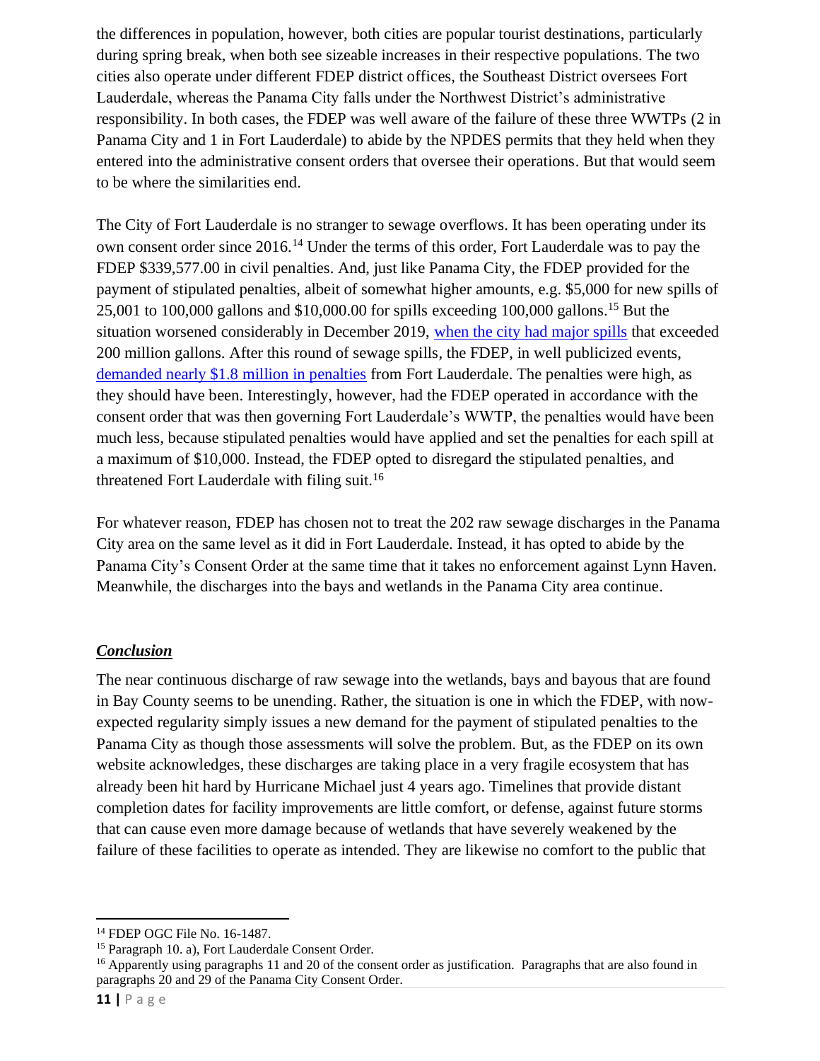the differences in population, however, both cities are popular tourist destinations, particularly during spring break, when both see sizeable increases in their respective populations. The two cities also operate under different FDEP district offices, the Southeast District oversees Fort Lauderdale, whereas the Panama City falls under the Northwest District's administrative responsibility. In both cases, the FDEP was well aware of the failure of these three WWTPs (2 in Panama City and 1 in Fort Lauderdale) to abide by the NPDES permits that they held when they entered into the administrative consent orders that oversee their operations. But that would seem to be where the similarities end.

The City of Fort Lauderdale is no stranger to sewage overflows. It has been operating under its own consent order since 2016.[14] Under the terms of this order, Fort Lauderdale was to pay the FDEP $339,577.00 in civil penalties. And, just like Panama City, the FDEP provided for the payment of stipulated penalties, albeit of somewhat higher amounts, e.g. $5,000 for new spills of 25,001 to 100,000 gallons and $10,000.00 for spills exceeding 100,000 gallons.[15] But the situation worsened considerably in December 2019, when the city had major spills that exceeded 200 million gallons. After this round of sewage spills, the FDEP, in well publicized events, demanded nearly $1.8 million in penalties from Fort Lauderdale. The penalties were high, as they should have been. Interestingly, however, had the FDEP operated in accordance with the consent order that was then governing Fort Lauderdale's WWTP, the penalties would have been much less, because stipulated penalties would have applied and set the penalties for each spill at a maximum of $10,000. Instead, the FDEP opted to disregard the stipulated penalties, and threatened Fort Lauderdale with filing suit.[16]

For whatever reason, FDEP has chosen not to treat the 202 raw sewage discharges in the Panama City area on the same level as it did in Fort Lauderdale. Instead, it has opted to abide by the Panama City's Consent Order at the same time that it takes no enforcement against Lynn Haven. Meanwhile, the discharges into the bays and wetlands in the Panama City area continue.

## ***Conclusion***

The near continuous discharge of raw sewage into the wetlands, bays and bayous that are found in Bay County seems to be unending. Rather, the situation is one in which the FDEP, with now-expected regularity simply issues a new demand for the payment of stipulated penalties to the Panama City as though those assessments will solve the problem. But, as the FDEP on its own website acknowledges, these discharges are taking place in a very fragile ecosystem that has already been hit hard by Hurricane Michael just 4 years ago. Timelines that provide distant completion dates for facility improvements are little comfort, or defense, against future storms that can cause even more damage because of wetlands that have severely weakened by the failure of these facilities to operate as intended. They are likewise no comfort to the public that

---

[14] FDEP OGC File No. 16-1487.

[15] Paragraph 10. a), Fort Lauderdale Consent Order.

[16] Apparently using paragraphs 11 and 20 of the consent order as justification. Paragraphs that are also found in paragraphs 20 and 29 of the Panama City Consent Order.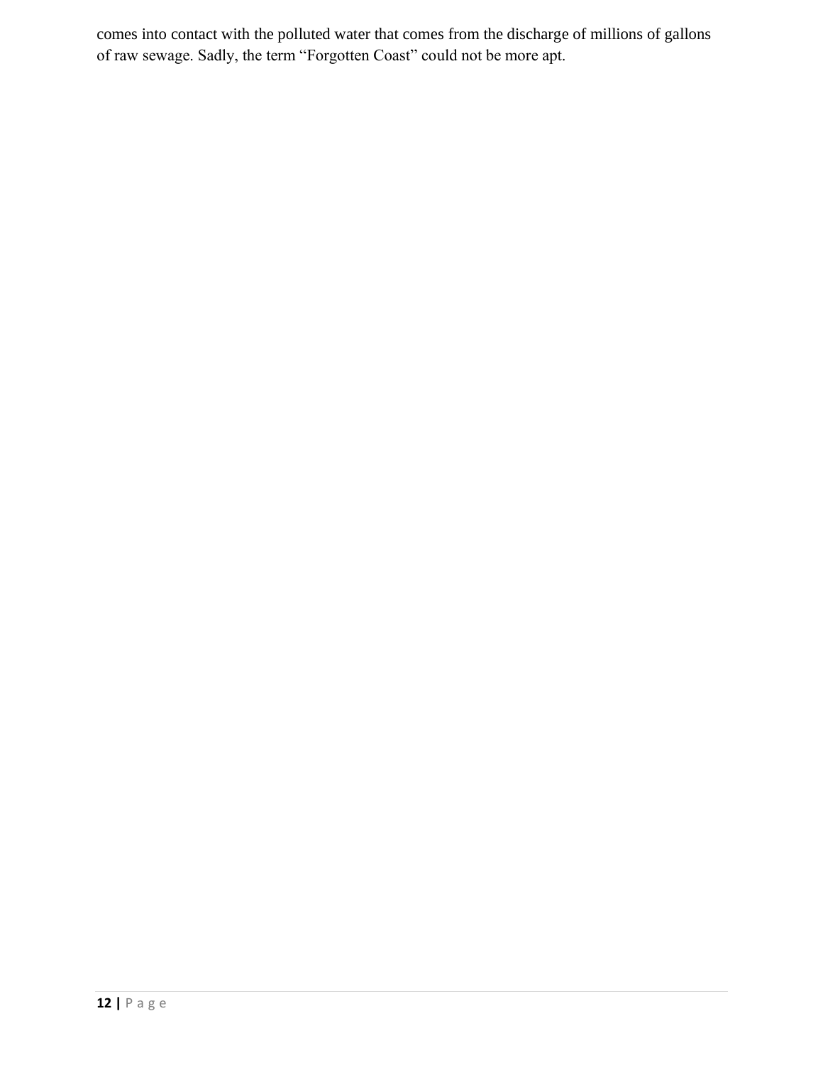comes into contact with the polluted water that comes from the discharge of millions of gallons of raw sewage. Sadly, the term "Forgotten Coast" could not be more apt.